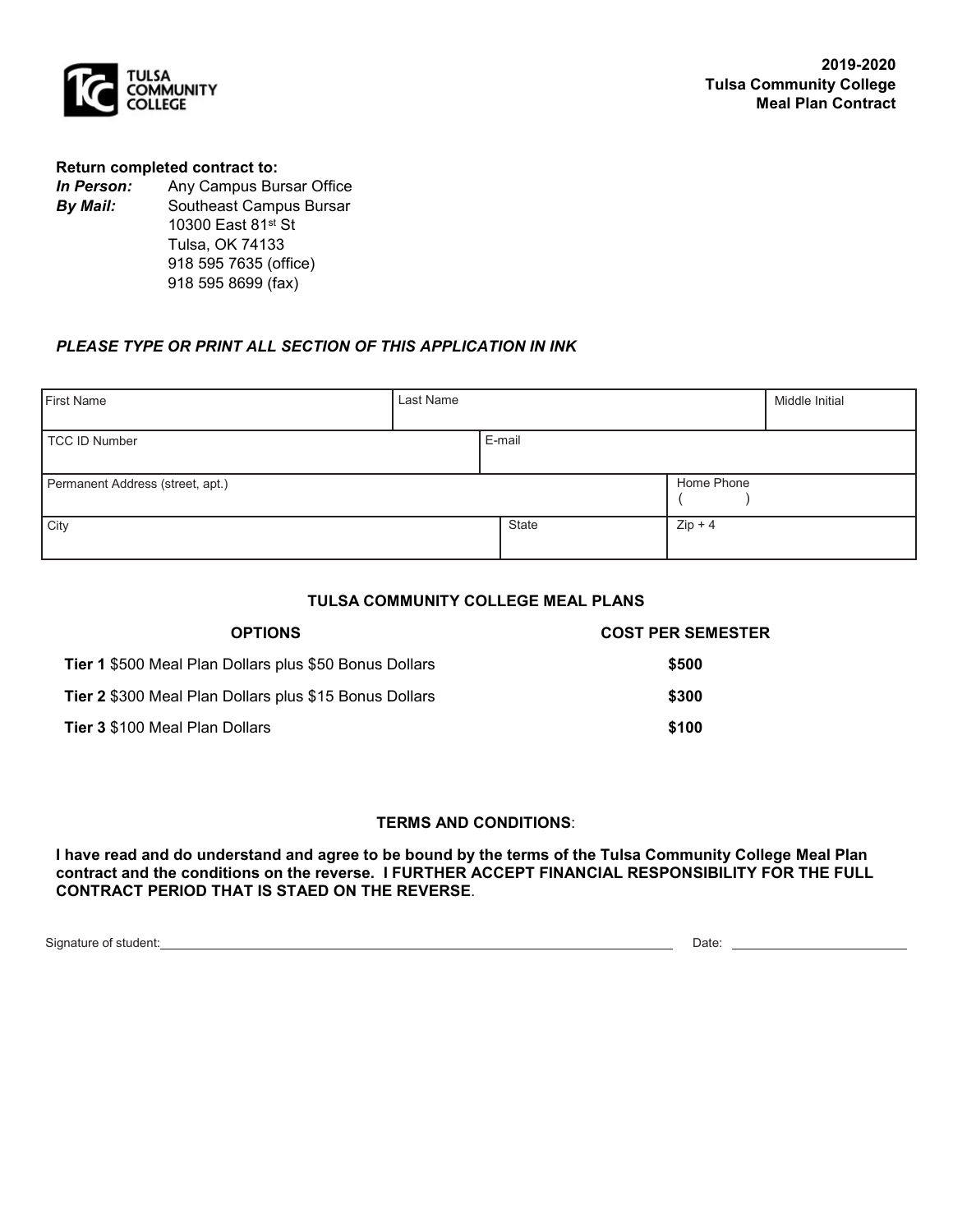**2019-2020**
**Tulsa Community College**
**Meal Plan Contract**

**Return completed contract to:**

***In Person:*** Any Campus Bursar Office

***By Mail:*** Southeast Campus Bursar
10300 East 81st St
Tulsa, OK 74133
918 595 7635 (office)
918 595 8699 (fax)

***PLEASE TYPE OR PRINT ALL SECTION OF THIS APPLICATION IN INK***

| First Name | Last Name | Middle Initial |
|---|---|---|
| TCC ID Number | E-mail | |
| Permanent Address (street, apt.) | | Home Phone ( ) |
| City | State | Zip + 4 |

### TULSA COMMUNITY COLLEGE MEAL PLANS

| OPTIONS | COST PER SEMESTER |
|---|---|
| **Tier 1** $500 Meal Plan Dollars plus $50 Bonus Dollars | **$500** |
| **Tier 2** $300 Meal Plan Dollars plus $15 Bonus Dollars | **$300** |
| **Tier 3** $100 Meal Plan Dollars | **$100** |

### TERMS AND CONDITIONS:

**I have read and do understand and agree to be bound by the terms of the Tulsa Community College Meal Plan contract and the conditions on the reverse. I FURTHER ACCEPT FINANCIAL RESPONSIBILITY FOR THE FULL CONTRACT PERIOD THAT IS STAED ON THE REVERSE**.

Signature of student: ______________________ Date: ______________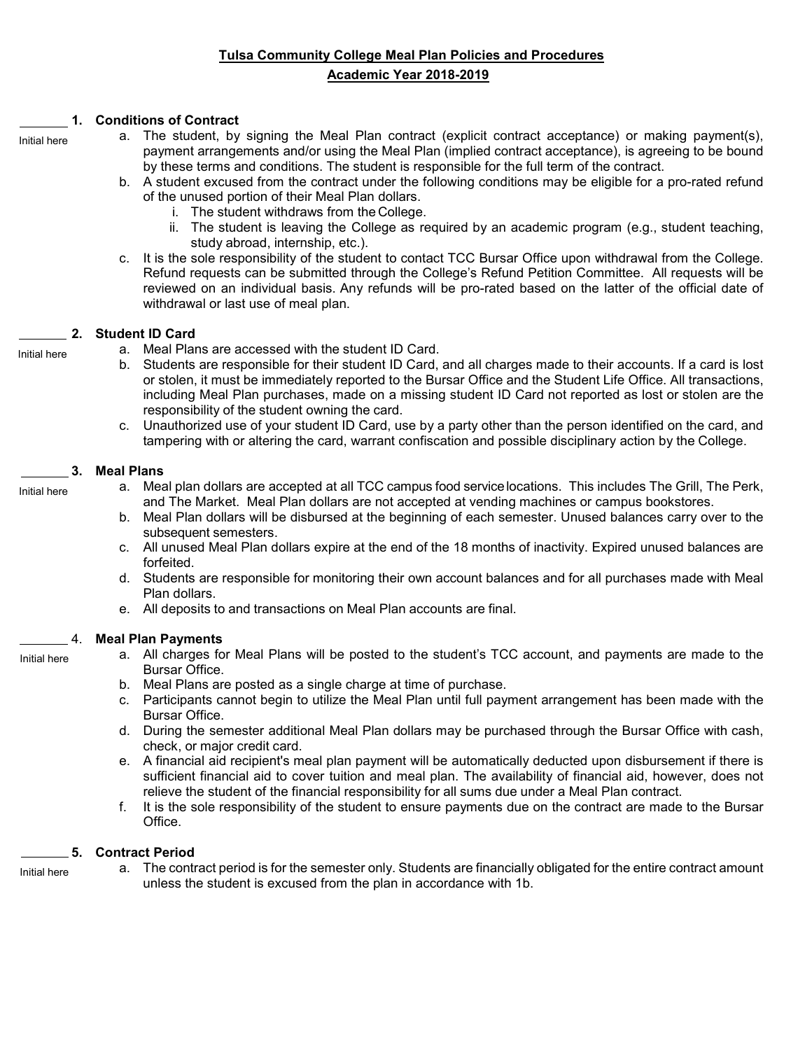# Tulsa Community College Meal Plan Policies and Procedures

## Academic Year 2018-2019

_______ **1. Conditions of Contract**

Initial here

a. The student, by signing the Meal Plan contract (explicit contract acceptance) or making payment(s), payment arrangements and/or using the Meal Plan (implied contract acceptance), is agreeing to be bound by these terms and conditions. The student is responsible for the full term of the contract.

b. A student excused from the contract under the following conditions may be eligible for a pro-rated refund of the unused portion of their Meal Plan dollars.

   i. The student withdraws from the College.

   ii. The student is leaving the College as required by an academic program (e.g., student teaching, study abroad, internship, etc.).

c. It is the sole responsibility of the student to contact TCC Bursar Office upon withdrawal from the College. Refund requests can be submitted through the College's Refund Petition Committee. All requests will be reviewed on an individual basis. Any refunds will be pro-rated based on the latter of the official date of withdrawal or last use of meal plan.

_______ **2. Student ID Card**

Initial here

a. Meal Plans are accessed with the student ID Card.

b. Students are responsible for their student ID Card, and all charges made to their accounts. If a card is lost or stolen, it must be immediately reported to the Bursar Office and the Student Life Office. All transactions, including Meal Plan purchases, made on a missing student ID Card not reported as lost or stolen are the responsibility of the student owning the card.

c. Unauthorized use of your student ID Card, use by a party other than the person identified on the card, and tampering with or altering the card, warrant confiscation and possible disciplinary action by the College.

_______ **3. Meal Plans**

Initial here

a. Meal plan dollars are accepted at all TCC campus food service locations. This includes The Grill, The Perk, and The Market. Meal Plan dollars are not accepted at vending machines or campus bookstores.

b. Meal Plan dollars will be disbursed at the beginning of each semester. Unused balances carry over to the subsequent semesters.

c. All unused Meal Plan dollars expire at the end of the 18 months of inactivity. Expired unused balances are forfeited.

d. Students are responsible for monitoring their own account balances and for all purchases made with Meal Plan dollars.

e. All deposits to and transactions on Meal Plan accounts are final.

_______ 4. **Meal Plan Payments**

Initial here

a. All charges for Meal Plans will be posted to the student's TCC account, and payments are made to the Bursar Office.

b. Meal Plans are posted as a single charge at time of purchase.

c. Participants cannot begin to utilize the Meal Plan until full payment arrangement has been made with the Bursar Office.

d. During the semester additional Meal Plan dollars may be purchased through the Bursar Office with cash, check, or major credit card.

e. A financial aid recipient's meal plan payment will be automatically deducted upon disbursement if there is sufficient financial aid to cover tuition and meal plan. The availability of financial aid, however, does not relieve the student of the financial responsibility for all sums due under a Meal Plan contract.

f. It is the sole responsibility of the student to ensure payments due on the contract are made to the Bursar Office.

_______ **5. Contract Period**

Initial here

a. The contract period is for the semester only. Students are financially obligated for the entire contract amount unless the student is excused from the plan in accordance with 1b.